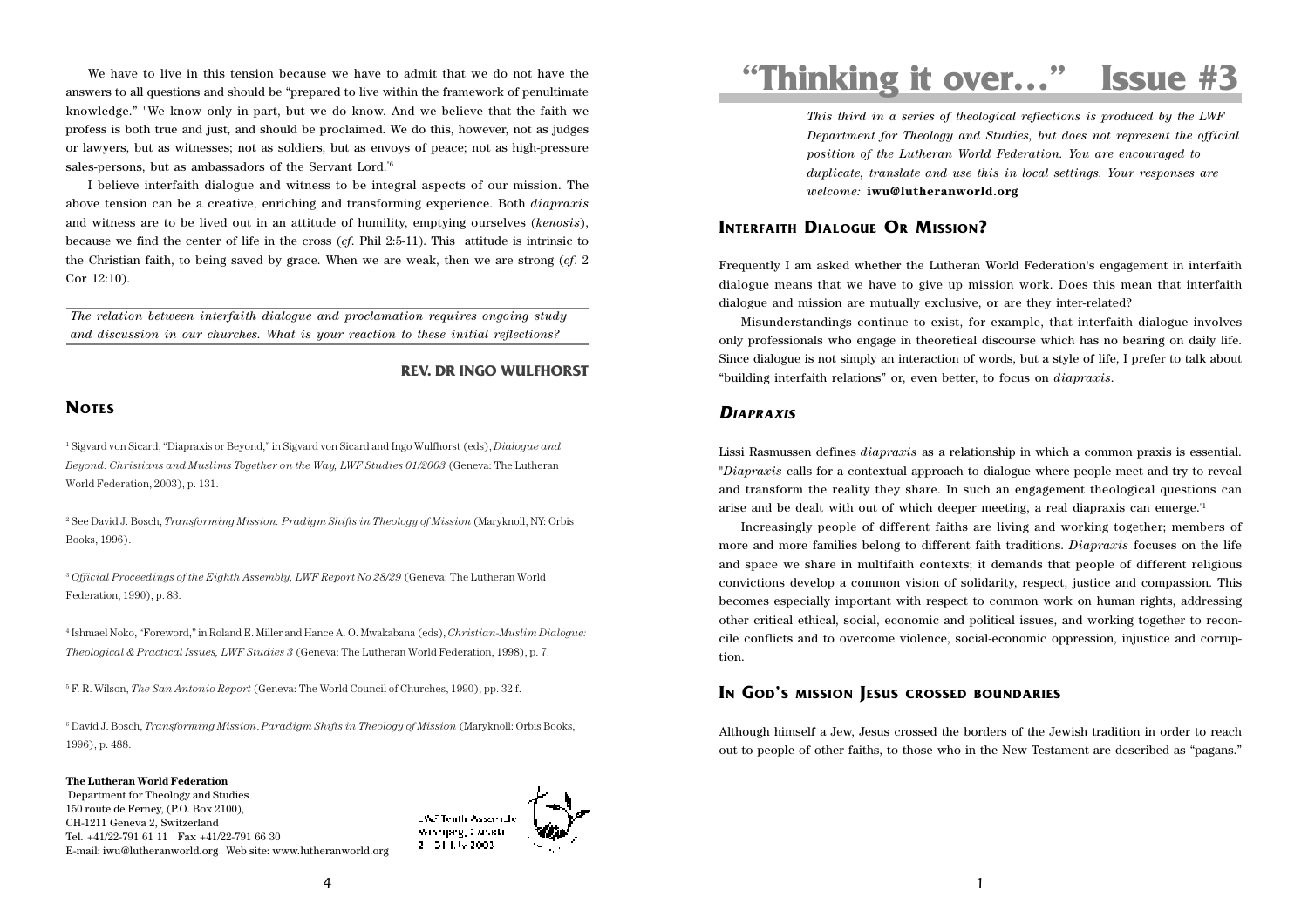# "Thinking it over..." Issue #3

*This third in a series of theological reflections is produced by the LWF Department for Theology and Studies, but does not represent the official position of the Lutheran World Federation. You are encouraged to duplicate, translate and use this in local settings. Your responses are welcome:* **iwu@lutheranworld.org**

## Interfaith Dialogue Or Mission?

Frequently I am asked whether the Lutheran World Federation's engagement in interfaith dialogue means that we have to give up mission work. Does this mean that interfaith dialogue and mission are mutually exclusive, or are they inter-related?

Misunderstandings continue to exist, for example, that interfaith dialogue involves only professionals who engage in theoretical discourse which has no bearing on daily life. Since dialogue is not simply an interaction of words, but a style of life, I prefer to talk about "building interfaith relations" or, even better, to focus on *diapraxis*.

## *Diapraxis*

Lissi Rasmussen defines *diapraxis* as a relationship in which a common praxis is essential. "*Diapraxis* calls for a contextual approach to dialogue where people meet and try to reveal and transform the reality they share. In such an engagement theological questions can arise and be dealt with out of which deeper meeting, a real diapraxis can emerge."[1]

Increasingly people of different faiths are living and working together; members of more and more families belong to different faith traditions. *Diapraxis* focuses on the life and space we share in multifaith contexts; it demands that people of different religious convictions develop a common vision of solidarity, respect, justice and compassion. This becomes especially important with respect to common work on human rights, addressing other critical ethical, social, economic and political issues, and working together to reconcile conflicts and to overcome violence, social-economic oppression, injustice and corruption.

## In God's mission Jesus crossed boundaries

Although himself a Jew, Jesus crossed the borders of the Jewish tradition in order to reach out to people of other faiths, to those who in the New Testament are described as "pagans."

We have to live in this tension because we have to admit that we do not have the answers to all questions and should be "prepared to live within the framework of penultimate knowledge." "We know only in part, but we do know. And we believe that the faith we profess is both true and just, and should be proclaimed. We do this, however, not as judges or lawyers, but as witnesses; not as soldiers, but as envoys of peace; not as high-pressure sales-persons, but as ambassadors of the Servant Lord."[6]

I believe interfaith dialogue and witness to be integral aspects of our mission. The above tension can be a creative, enriching and transforming experience. Both *diapraxis* and witness are to be lived out in an attitude of humility, emptying ourselves (*kenosis*), because we find the center of life in the cross (*cf*. Phil 2:5-11). This attitude is intrinsic to the Christian faith, to being saved by grace. When we are weak, then we are strong (*cf*. 2 Cor 12:10).

*The relation between interfaith dialogue and proclamation requires ongoing study and discussion in our churches. What is your reaction to these initial reflections?*

**REV. DR INGO WULFHORST**

## Notes

[1] Sigvard von Sicard, "Diapraxis or Beyond," in Sigvard von Sicard and Ingo Wulfhorst (eds), *Dialogue and Beyond: Christians and Muslims Together on the Way, LWF Studies 01/2003* (Geneva: The Lutheran World Federation, 2003), p. 131.

[2] See David J. Bosch, *Transforming Mission. Pradigm Shifts in Theology of Mission* (Maryknoll, NY: Orbis Books, 1996).

[3] *Official Proceedings of the Eighth Assembly, LWF Report No 28/29* (Geneva: The Lutheran World Federation, 1990), p. 83.

[4] Ishmael Noko, "Foreword," in Roland E. Miller and Hance A. O. Mwakabana (eds), *Christian-Muslim Dialogue: Theological & Practical Issues, LWF Studies 3* (Geneva: The Lutheran World Federation, 1998), p. 7.

[5] F. R. Wilson, *The San Antonio Report* (Geneva: The World Council of Churches, 1990), pp. 32 f.

[6] David J. Bosch, *Transforming Mission. Paradigm Shifts in Theology of Mission* (Maryknoll: Orbis Books, 1996), p. 488.

**The Lutheran World Federation**
Department for Theology and Studies
150 route de Ferney, (P.O. Box 2100),
CH-1211 Geneva 2, Switzerland
Tel. +41/22-791 61 11 Fax +41/22-791 66 30
E-mail: iwu@lutheranworld.org Web site: www.lutheranworld.org

LWF Tenth Assembly
Winnipeg, Canada
21–31 July 2003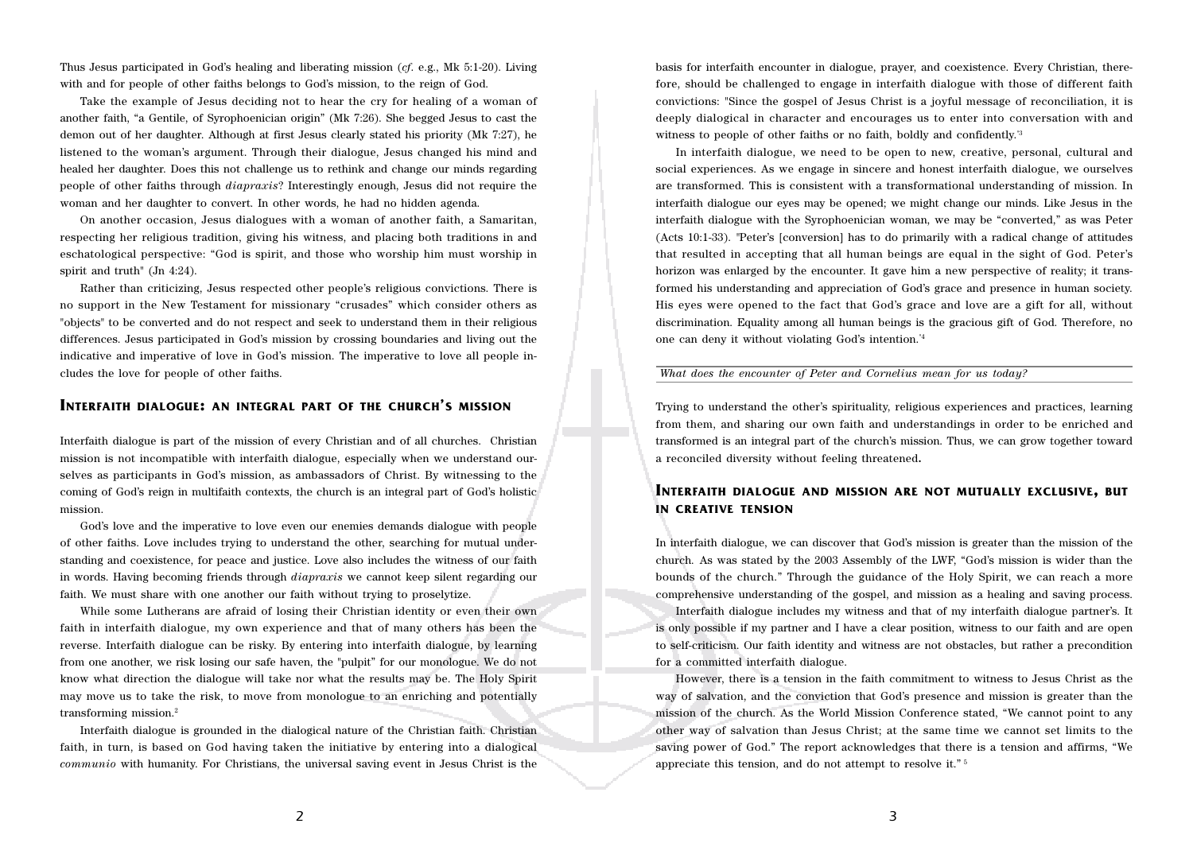Thus Jesus participated in God's healing and liberating mission (*cf*. e.g., Mk 5:1-20). Living with and for people of other faiths belongs to God's mission, to the reign of God.

Take the example of Jesus deciding not to hear the cry for healing of a woman of another faith, "a Gentile, of Syrophoenician origin" (Mk 7:26). She begged Jesus to cast the demon out of her daughter. Although at first Jesus clearly stated his priority (Mk 7:27), he listened to the woman's argument. Through their dialogue, Jesus changed his mind and healed her daughter. Does this not challenge us to rethink and change our minds regarding people of other faiths through *diapraxis*? Interestingly enough, Jesus did not require the woman and her daughter to convert. In other words, he had no hidden agenda.

On another occasion, Jesus dialogues with a woman of another faith, a Samaritan, respecting her religious tradition, giving his witness, and placing both traditions in and eschatological perspective: "God is spirit, and those who worship him must worship in spirit and truth" (Jn 4:24).

Rather than criticizing, Jesus respected other people's religious convictions. There is no support in the New Testament for missionary "crusades" which consider others as "objects" to be converted and do not respect and seek to understand them in their religious differences. Jesus participated in God's mission by crossing boundaries and living out the indicative and imperative of love in God's mission. The imperative to love all people includes the love for people of other faiths.

## Interfaith dialogue: an integral part of the church's mission

Interfaith dialogue is part of the mission of every Christian and of all churches. Christian mission is not incompatible with interfaith dialogue, especially when we understand ourselves as participants in God's mission, as ambassadors of Christ. By witnessing to the coming of God's reign in multifaith contexts, the church is an integral part of God's holistic mission.

God's love and the imperative to love even our enemies demands dialogue with people of other faiths. Love includes trying to understand the other, searching for mutual understanding and coexistence, for peace and justice. Love also includes the witness of our faith in words. Having becoming friends through *diapraxis* we cannot keep silent regarding our faith. We must share with one another our faith without trying to proselytize.

While some Lutherans are afraid of losing their Christian identity or even their own faith in interfaith dialogue, my own experience and that of many others has been the reverse. Interfaith dialogue can be risky. By entering into interfaith dialogue, by learning from one another, we risk losing our safe haven, the "pulpit" for our monologue. We do not know what direction the dialogue will take nor what the results may be. The Holy Spirit may move us to take the risk, to move from monologue to an enriching and potentially transforming mission.[2]

Interfaith dialogue is grounded in the dialogical nature of the Christian faith. Christian faith, in turn, is based on God having taken the initiative by entering into a dialogical *communio* with humanity. For Christians, the universal saving event in Jesus Christ is the basis for interfaith encounter in dialogue, prayer, and coexistence. Every Christian, therefore, should be challenged to engage in interfaith dialogue with those of different faith convictions: "Since the gospel of Jesus Christ is a joyful message of reconciliation, it is deeply dialogical in character and encourages us to enter into conversation with and witness to people of other faiths or no faith, boldly and confidently."[3]

In interfaith dialogue, we need to be open to new, creative, personal, cultural and social experiences. As we engage in sincere and honest interfaith dialogue, we ourselves are transformed. This is consistent with a transformational understanding of mission. In interfaith dialogue our eyes may be opened; we might change our minds. Like Jesus in the interfaith dialogue with the Syrophoenician woman, we may be "converted," as was Peter (Acts 10:1-33). "Peter's [conversion] has to do primarily with a radical change of attitudes that resulted in accepting that all human beings are equal in the sight of God. Peter's horizon was enlarged by the encounter. It gave him a new perspective of reality; it transformed his understanding and appreciation of God's grace and presence in human society. His eyes were opened to the fact that God's grace and love are a gift for all, without discrimination. Equality among all human beings is the gracious gift of God. Therefore, no one can deny it without violating God's intention."[4]

*What does the encounter of Peter and Cornelius mean for us today?*

Trying to understand the other's spirituality, religious experiences and practices, learning from them, and sharing our own faith and understandings in order to be enriched and transformed is an integral part of the church's mission. Thus, we can grow together toward a reconciled diversity without feeling threatened.

## Interfaith dialogue and mission are not mutually exclusive, but in creative tension

In interfaith dialogue, we can discover that God's mission is greater than the mission of the church. As was stated by the 2003 Assembly of the LWF, "God's mission is wider than the bounds of the church." Through the guidance of the Holy Spirit, we can reach a more comprehensive understanding of the gospel, and mission as a healing and saving process.

Interfaith dialogue includes my witness and that of my interfaith dialogue partner's. It is only possible if my partner and I have a clear position, witness to our faith and are open to self-criticism. Our faith identity and witness are not obstacles, but rather a precondition for a committed interfaith dialogue.

However, there is a tension in the faith commitment to witness to Jesus Christ as the way of salvation, and the conviction that God's presence and mission is greater than the mission of the church. As the World Mission Conference stated, "We cannot point to any other way of salvation than Jesus Christ; at the same time we cannot set limits to the saving power of God." The report acknowledges that there is a tension and affirms, "We appreciate this tension, and do not attempt to resolve it."[5]